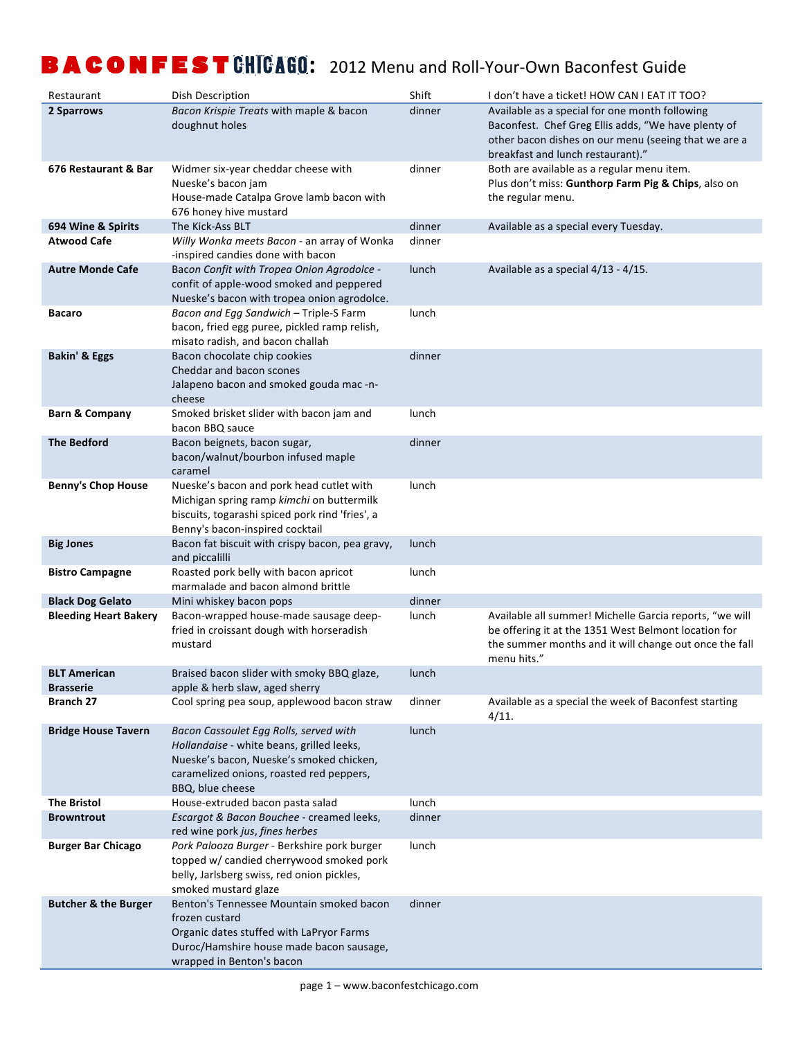# BACONFEST CHICAGO: 2012 Menu and Roll-Your-Own Baconfest Guide

| Restaurant | Dish Description | Shift | I don't have a ticket! HOW CAN I EAT IT TOO? |
|---|---|---|---|
| **2 Sparrows** | *Bacon Krispie Treats* with maple & bacon doughnut holes | dinner | Available as a special for one month following Baconfest. Chef Greg Ellis adds, "We have plenty of other bacon dishes on our menu (seeing that we are a breakfast and lunch restaurant)." |
| **676 Restaurant & Bar** | Widmer six-year cheddar cheese with Nueske's bacon jam<br>House-made Catalpa Grove lamb bacon with 676 honey hive mustard | dinner | Both are available as a regular menu item.<br>Plus don't miss: **Gunthorp Farm Pig & Chips**, also on the regular menu. |
| **694 Wine & Spirits** | The Kick-Ass BLT | dinner | Available as a special every Tuesday. |
| **Atwood Cafe** | *Willy Wonka meets Bacon* - an array of Wonka -inspired candies done with bacon | dinner | |
| **Autre Monde Cafe** | Bacon *Confit with Tropea Onion Agrodolce* - confit of apple-wood smoked and peppered Nueske's bacon with tropea onion agrodolce. | lunch | Available as a special 4/13 - 4/15. |
| **Bacaro** | *Bacon and Egg Sandwich* – Triple-S Farm bacon, fried egg puree, pickled ramp relish, misato radish, and bacon challah | lunch | |
| **Bakin' & Eggs** | Bacon chocolate chip cookies<br>Cheddar and bacon scones<br>Jalapeno bacon and smoked gouda mac -n-cheese | dinner | |
| **Barn & Company** | Smoked brisket slider with bacon jam and bacon BBQ sauce | lunch | |
| **The Bedford** | Bacon beignets, bacon sugar, bacon/walnut/bourbon infused maple caramel | dinner | |
| **Benny's Chop House** | Nueske's bacon and pork head cutlet with Michigan spring ramp *kimchi* on buttermilk biscuits, togarashi spiced pork rind 'fries', a Benny's bacon-inspired cocktail | lunch | |
| **Big Jones** | Bacon fat biscuit with crispy bacon, pea gravy, and piccalilli | lunch | |
| **Bistro Campagne** | Roasted pork belly with bacon apricot marmalade and bacon almond brittle | lunch | |
| **Black Dog Gelato** | Mini whiskey bacon pops | dinner | |
| **Bleeding Heart Bakery** | Bacon-wrapped house-made sausage deep-fried in croissant dough with horseradish mustard | lunch | Available all summer! Michelle Garcia reports, "we will be offering it at the 1351 West Belmont location for the summer months and it will change out once the fall menu hits." |
| **BLT American Brasserie** | Braised bacon slider with smoky BBQ glaze, apple & herb slaw, aged sherry | lunch | |
| **Branch 27** | Cool spring pea soup, applewood bacon straw | dinner | Available as a special the week of Baconfest starting 4/11. |
| **Bridge House Tavern** | *Bacon Cassoulet Egg Rolls, served with Hollandaise* - white beans, grilled leeks, Nueske's bacon, Nueske's smoked chicken, caramelized onions, roasted red peppers, BBQ, blue cheese | lunch | |
| **The Bristol** | House-extruded bacon pasta salad | lunch | |
| **Browntrout** | *Escargot & Bacon Bouchee* - creamed leeks, red wine pork *jus*, *fines herbes* | dinner | |
| **Burger Bar Chicago** | *Pork Palooza Burger* - Berkshire pork burger topped w/ candied cherrywood smoked pork belly, Jarlsberg swiss, red onion pickles, smoked mustard glaze | lunch | |
| **Butcher & the Burger** | Benton's Tennessee Mountain smoked bacon frozen custard<br>Organic dates stuffed with LaPryor Farms Duroc/Hamshire house made bacon sausage, wrapped in Benton's bacon | dinner | |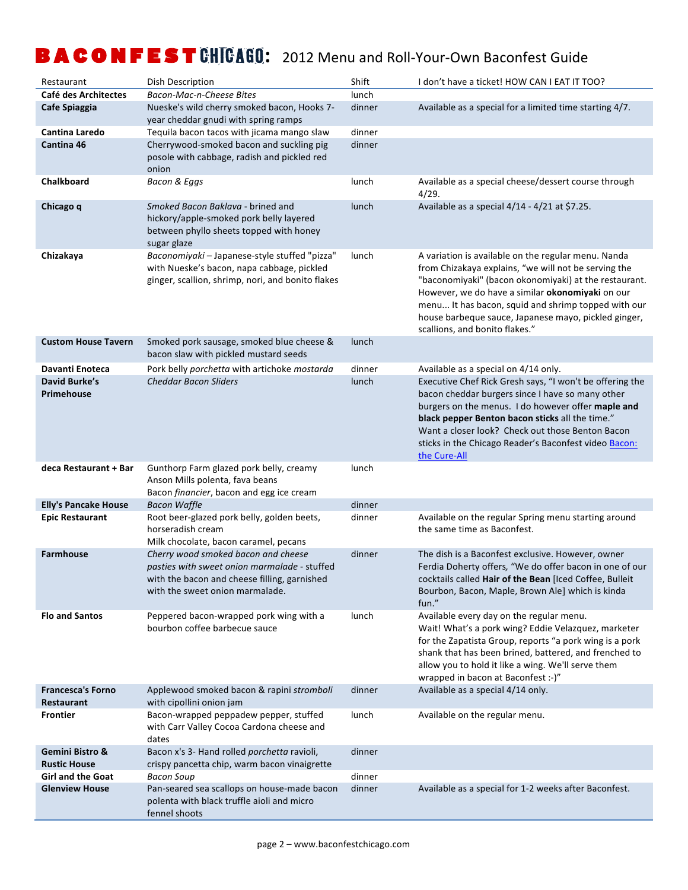# BACONFEST CHICAGO: 2012 Menu and Roll-Your-Own Baconfest Guide

| Restaurant | Dish Description | Shift | I don't have a ticket! HOW CAN I EAT IT TOO? |
|---|---|---|---|
| **Café des Architectes** | *Bacon-Mac-n-Cheese Bites* | lunch | |
| **Cafe Spiaggia** | Nueske's wild cherry smoked bacon, Hooks 7-year cheddar gnudi with spring ramps | dinner | Available as a special for a limited time starting 4/7. |
| **Cantina Laredo** | Tequila bacon tacos with jicama mango slaw | dinner | |
| **Cantina 46** | Cherrywood-smoked bacon and suckling pig posole with cabbage, radish and pickled red onion | dinner | |
| **Chalkboard** | *Bacon & Eggs* | lunch | Available as a special cheese/dessert course through 4/29. |
| **Chicago q** | *Smoked Bacon Baklava* - brined and hickory/apple-smoked pork belly layered between phyllo sheets topped with honey sugar glaze | lunch | Available as a special 4/14 - 4/21 at $7.25. |
| **Chizakaya** | *Baconomiyaki* – Japanese-style stuffed "pizza" with Nueske's bacon, napa cabbage, pickled ginger, scallion, shrimp, nori, and bonito flakes | lunch | A variation is available on the regular menu. Nanda from Chizakaya explains, "we will not be serving the "baconomiyaki" (bacon okonomiyaki) at the restaurant. However, we do have a similar **okonomiyaki** on our menu... It has bacon, squid and shrimp topped with our house barbeque sauce, Japanese mayo, pickled ginger, scallions, and bonito flakes." |
| **Custom House Tavern** | Smoked pork sausage, smoked blue cheese & bacon slaw with pickled mustard seeds | lunch | |
| **Davanti Enoteca** | Pork belly *porchetta* with artichoke *mostarda* | dinner | Available as a special on 4/14 only. |
| **David Burke's Primehouse** | *Cheddar Bacon Sliders* | lunch | Executive Chef Rick Gresh says, "I won't be offering the bacon cheddar burgers since I have so many other burgers on the menus. I do however offer **maple and black pepper Benton bacon sticks** all the time." Want a closer look? Check out those Benton Bacon sticks in the Chicago Reader's Baconfest video [Bacon: the Cure-All]() |
| **deca Restaurant + Bar** | Gunthorp Farm glazed pork belly, creamy Anson Mills polenta, fava beans<br>Bacon *financier*, bacon and egg ice cream | lunch | |
| **Elly's Pancake House** | *Bacon Waffle* | dinner | |
| **Epic Restaurant** | Root beer-glazed pork belly, golden beets, horseradish cream<br>Milk chocolate, bacon caramel, pecans | dinner | Available on the regular Spring menu starting around the same time as Baconfest. |
| **Farmhouse** | *Cherry wood smoked bacon and cheese pasties with sweet onion marmalade* - stuffed with the bacon and cheese filling, garnished with the sweet onion marmalade. | dinner | The dish is a Baconfest exclusive. However, owner Ferdia Doherty offers, "We do offer bacon in one of our cocktails called **Hair of the Bean** [Iced Coffee, Bulleit Bourbon, Bacon, Maple, Brown Ale] which is kinda fun." |
| **Flo and Santos** | Peppered bacon-wrapped pork wing with a bourbon coffee barbecue sauce | lunch | Available every day on the regular menu.<br>Wait! What's a pork wing? Eddie Velazquez, marketer for the Zapatista Group, reports "a pork wing is a pork shank that has been brined, battered, and frenched to allow you to hold it like a wing. We'll serve them wrapped in bacon at Baconfest :-)" |
| **Francesca's Forno Restaurant** | Applewood smoked bacon & rapini *stromboli* with cipollini onion jam | dinner | Available as a special 4/14 only. |
| **Frontier** | Bacon-wrapped peppadew pepper, stuffed with Carr Valley Cocoa Cardona cheese and dates | lunch | Available on the regular menu. |
| **Gemini Bistro & Rustic House** | Bacon x's 3- Hand rolled *porchetta* ravioli, crispy pancetta chip, warm bacon vinaigrette | dinner | |
| **Girl and the Goat** | *Bacon Soup* | dinner | |
| **Glenview House** | Pan-seared sea scallops on house-made bacon polenta with black truffle aioli and micro fennel shoots | dinner | Available as a special for 1-2 weeks after Baconfest. |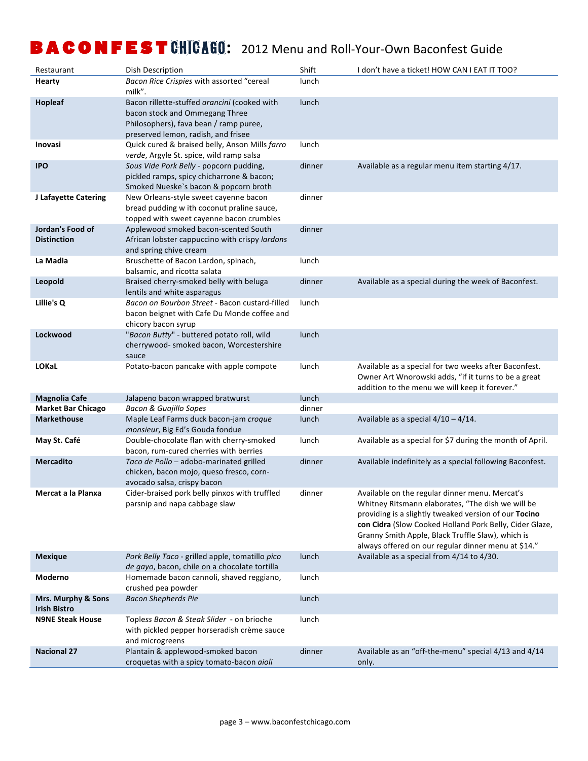# BACONFEST CHICAGO: 2012 Menu and Roll-Your-Own Baconfest Guide

| Restaurant | Dish Description | Shift | I don't have a ticket! HOW CAN I EAT IT TOO? |
|---|---|---|---|
| **Hearty** | *Bacon Rice Crispies* with assorted "cereal milk". | lunch | |
| **Hopleaf** | Bacon rillette-stuffed *arancini* (cooked with bacon stock and Ommegang Three Philosophers), fava bean / ramp puree, preserved lemon, radish, and frisee | lunch | |
| **Inovasi** | Quick cured & braised belly, Anson Mills *farro verde*, Argyle St. spice, wild ramp salsa | lunch | |
| **IPO** | *Sous Vide Pork Belly* - popcorn pudding, pickled ramps, spicy chicharrone & bacon; Smoked Nueske`s bacon & popcorn broth | dinner | Available as a regular menu item starting 4/17. |
| **J Lafayette Catering** | New Orleans-style sweet cayenne bacon bread pudding w ith coconut praline sauce, topped with sweet cayenne bacon crumbles | dinner | |
| **Jordan's Food of Distinction** | Applewood smoked bacon-scented South African lobster cappuccino with crispy *lardons* and spring chive cream | dinner | |
| **La Madia** | Bruschette of Bacon Lardon, spinach, balsamic, and ricotta salata | lunch | |
| **Leopold** | Braised cherry-smoked belly with beluga lentils and white asparagus | dinner | Available as a special during the week of Baconfest. |
| **Lillie's Q** | *Bacon on Bourbon Street* - Bacon custard-filled bacon beignet with Cafe Du Monde coffee and chicory bacon syrup | lunch | |
| **Lockwood** | "*Bacon Butty*" - buttered potato roll, wild cherrywood- smoked bacon, Worcestershire sauce | lunch | |
| **LOKaL** | Potato-bacon pancake with apple compote | lunch | Available as a special for two weeks after Baconfest. Owner Art Wnorowski adds, "if it turns to be a great addition to the menu we will keep it forever." |
| **Magnolia Cafe** | Jalapeno bacon wrapped bratwurst | lunch | |
| **Market Bar Chicago** | *Bacon & Guajillo Sopes* | dinner | |
| **Markethouse** | Maple Leaf Farms duck bacon-jam *croque monsieur*, Big Ed's Gouda fondue | lunch | Available as a special 4/10 – 4/14. |
| **May St. Café** | Double-chocolate flan with cherry-smoked bacon, rum-cured cherries with berries | lunch | Available as a special for $7 during the month of April. |
| **Mercadito** | *Taco de Pollo* – adobo-marinated grilled chicken, bacon mojo, queso fresco, corn-avocado salsa, crispy bacon | dinner | Available indefinitely as a special following Baconfest. |
| **Mercat a la Planxa** | Cider-braised pork belly pinxos with truffled parsnip and napa cabbage slaw | dinner | Available on the regular dinner menu. Mercat's Whitney Ritsmann elaborates, "The dish we will be providing is a slightly tweaked version of our **Tocino con Cidra** (Slow Cooked Holland Pork Belly, Cider Glaze, Granny Smith Apple, Black Truffle Slaw), which is always offered on our regular dinner menu at $14." |
| **Mexique** | *Pork Belly Taco* - grilled apple, tomatillo *pico de gayo*, bacon, chile on a chocolate tortilla | lunch | Available as a special from 4/14 to 4/30. |
| **Moderno** | Homemade bacon cannoli, shaved reggiano, crushed pea powder | lunch | |
| **Mrs. Murphy & Sons Irish Bistro** | *Bacon Shepherds Pie* | lunch | |
| **N9NE Steak House** | *Topless Bacon & Steak Slider* - on brioche with pickled pepper horseradish crème sauce and microgreens | lunch | |
| **Nacional 27** | Plantain & applewood-smoked bacon croquetas with a spicy tomato-bacon *aioli* | dinner | Available as an "off-the-menu" special 4/13 and 4/14 only. |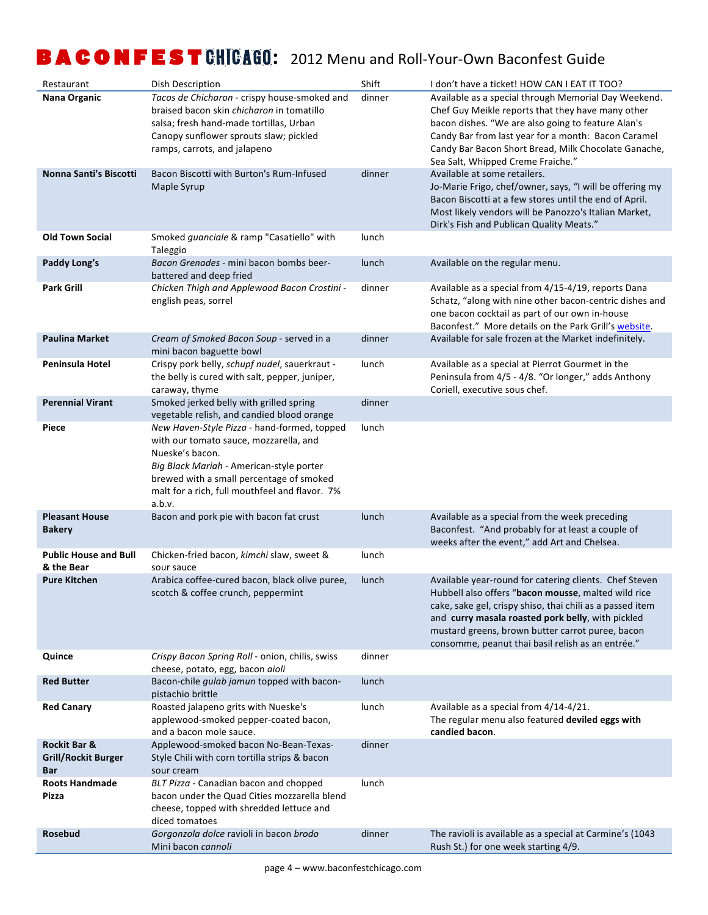# BACONFEST CHICAGO: 2012 Menu and Roll-Your-Own Baconfest Guide

| Restaurant | Dish Description | Shift | I don't have a ticket! HOW CAN I EAT IT TOO? |
|---|---|---|---|
| **Nana Organic** | *Tacos de Chicharon* - crispy house-smoked and braised bacon skin *chicharon* in tomatillo salsa; fresh hand-made tortillas, Urban Canopy sunflower sprouts slaw; pickled ramps, carrots, and jalapeno | dinner | Available as a special through Memorial Day Weekend. Chef Guy Meikle reports that they have many other bacon dishes. "We are also going to feature Alan's Candy Bar from last year for a month: Bacon Caramel Candy Bar Bacon Short Bread, Milk Chocolate Ganache, Sea Salt, Whipped Creme Fraiche." |
| **Nonna Santi's Biscotti** | Bacon Biscotti with Burton's Rum-Infused Maple Syrup | dinner | Available at some retailers. Jo-Marie Frigo, chef/owner, says, "I will be offering my Bacon Biscotti at a few stores until the end of April. Most likely vendors will be Panozzo's Italian Market, Dirk's Fish and Publican Quality Meats." |
| **Old Town Social** | Smoked *guanciale* & ramp "Casatiello" with Taleggio | lunch | |
| **Paddy Long's** | *Bacon Grenades* - mini bacon bombs beer-battered and deep fried | lunch | Available on the regular menu. |
| **Park Grill** | *Chicken Thigh and Applewood Bacon Crostini* - english peas, sorrel | dinner | Available as a special from 4/15-4/19, reports Dana Schatz, "along with nine other bacon-centric dishes and one bacon cocktail as part of our own in-house Baconfest." More details on the Park Grill's website. |
| **Paulina Market** | *Cream of Smoked Bacon Soup* - served in a mini bacon baguette bowl | dinner | Available for sale frozen at the Market indefinitely. |
| **Peninsula Hotel** | Crispy pork belly, *schupf nudel*, sauerkraut - the belly is cured with salt, pepper, juniper, caraway, thyme | lunch | Available as a special at Pierrot Gourmet in the Peninsula from 4/5 - 4/8. "Or longer," adds Anthony Coriell, executive sous chef. |
| **Perennial Virant** | Smoked jerked belly with grilled spring vegetable relish, and candied blood orange | dinner | |
| **Piece** | *New Haven-Style Pizza* - hand-formed, topped with our tomato sauce, mozzarella, and Nueske's bacon.<br>*Big Black Mariah* - American-style porter brewed with a small percentage of smoked malt for a rich, full mouthfeel and flavor. 7% a.b.v. | lunch | |
| **Pleasant House Bakery** | Bacon and pork pie with bacon fat crust | lunch | Available as a special from the week preceding Baconfest. "And probably for at least a couple of weeks after the event," add Art and Chelsea. |
| **Public House and Bull & the Bear** | Chicken-fried bacon, *kimchi* slaw, sweet & sour sauce | lunch | |
| **Pure Kitchen** | Arabica coffee-cured bacon, black olive puree, scotch & coffee crunch, peppermint | lunch | Available year-round for catering clients. Chef Steven Hubbell also offers "**bacon mousse**, malted wild rice cake, sake gel, crispy shiso, thai chili as a passed item and **curry masala roasted pork belly**, with pickled mustard greens, brown butter carrot puree, bacon consomme, peanut thai basil relish as an entrée." |
| **Quince** | *Crispy Bacon Spring Roll* - onion, chilis, swiss cheese, potato, egg, bacon *aioli* | dinner | |
| **Red Butter** | Bacon-chile *gulab jamun* topped with bacon-pistachio brittle | lunch | |
| **Red Canary** | Roasted jalapeno grits with Nueske's applewood-smoked pepper-coated bacon, and a bacon mole sauce. | lunch | Available as a special from 4/14-4/21. The regular menu also featured **deviled eggs with candied bacon**. |
| **Rockit Bar & Grill/Rockit Burger Bar** | Applewood-smoked bacon No-Bean-Texas-Style Chili with corn tortilla strips & bacon sour cream | dinner | |
| **Roots Handmade Pizza** | *BLT Pizza* - Canadian bacon and chopped bacon under the Quad Cities mozzarella blend cheese, topped with shredded lettuce and diced tomatoes | lunch | |
| **Rosebud** | *Gorgonzola dolce* ravioli in bacon *brodo*<br>Mini bacon *cannoli* | dinner | The ravioli is available as a special at Carmine's (1043 Rush St.) for one week starting 4/9. |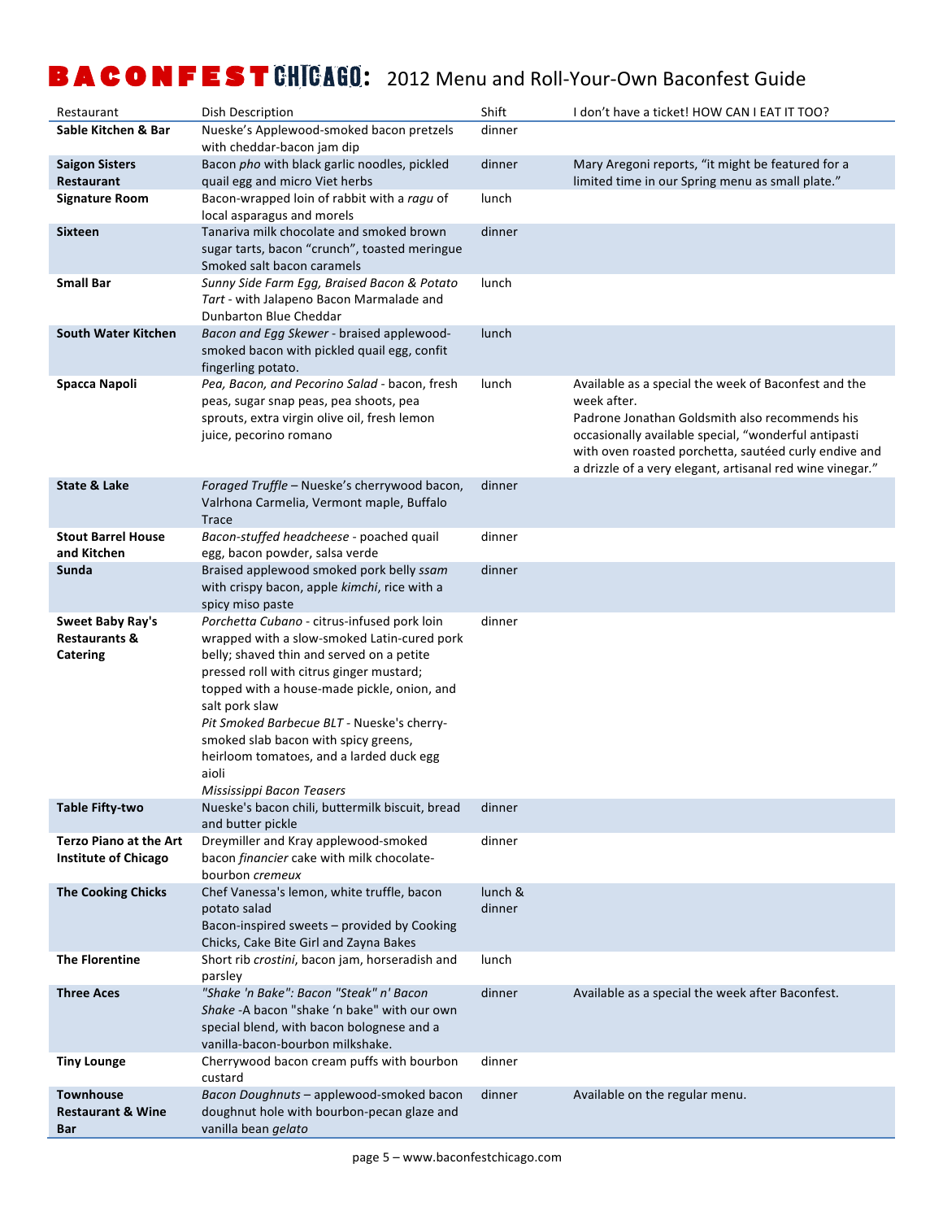# BACONFEST CHICAGO: 2012 Menu and Roll-Your-Own Baconfest Guide

| Restaurant | Dish Description | Shift | I don't have a ticket! HOW CAN I EAT IT TOO? |
|---|---|---|---|
| **Sable Kitchen & Bar** | Nueske's Applewood-smoked bacon pretzels with cheddar-bacon jam dip | dinner | |
| **Saigon Sisters Restaurant** | Bacon *pho* with black garlic noodles, pickled quail egg and micro Viet herbs | dinner | Mary Aregoni reports, "it might be featured for a limited time in our Spring menu as small plate." |
| **Signature Room** | Bacon-wrapped loin of rabbit with a *ragu* of local asparagus and morels | lunch | |
| **Sixteen** | Tanariva milk chocolate and smoked brown sugar tarts, bacon "crunch", toasted meringue Smoked salt bacon caramels | dinner | |
| **Small Bar** | *Sunny Side Farm Egg, Braised Bacon & Potato Tart* - with Jalapeno Bacon Marmalade and Dunbarton Blue Cheddar | lunch | |
| **South Water Kitchen** | *Bacon and Egg Skewer* - braised applewood-smoked bacon with pickled quail egg, confit fingerling potato. | lunch | |
| **Spacca Napoli** | *Pea, Bacon, and Pecorino Salad* - bacon, fresh peas, sugar snap peas, pea shoots, pea sprouts, extra virgin olive oil, fresh lemon juice, pecorino romano | lunch | Available as a special the week of Baconfest and the week after.<br>Padrone Jonathan Goldsmith also recommends his occasionally available special, "wonderful antipasti with oven roasted porchetta, sautéed curly endive and a drizzle of a very elegant, artisanal red wine vinegar." |
| **State & Lake** | *Foraged Truffle* – Nueske's cherrywood bacon, Valrhona Carmelia, Vermont maple, Buffalo Trace | dinner | |
| **Stout Barrel House and Kitchen** | *Bacon-stuffed headcheese* - poached quail egg, bacon powder, salsa verde | dinner | |
| **Sunda** | Braised applewood smoked pork belly *ssam* with crispy bacon, apple *kimchi*, rice with a spicy miso paste | dinner | |
| **Sweet Baby Ray's Restaurants & Catering** | *Porchetta Cubano* - citrus-infused pork loin wrapped with a slow-smoked Latin-cured pork belly; shaved thin and served on a petite pressed roll with citrus ginger mustard; topped with a house-made pickle, onion, and salt pork slaw<br>*Pit Smoked Barbecue BLT* - Nueske's cherry-smoked slab bacon with spicy greens, heirloom tomatoes, and a larded duck egg aioli<br>*Mississippi Bacon Teasers* | dinner | |
| **Table Fifty-two** | Nueske's bacon chili, buttermilk biscuit, bread and butter pickle | dinner | |
| **Terzo Piano at the Art Institute of Chicago** | Dreymiller and Kray applewood-smoked bacon *financier* cake with milk chocolate-bourbon *cremeux* | dinner | |
| **The Cooking Chicks** | Chef Vanessa's lemon, white truffle, bacon potato salad<br>Bacon-inspired sweets – provided by Cooking Chicks, Cake Bite Girl and Zayna Bakes | lunch & dinner | |
| **The Florentine** | Short rib *crostini*, bacon jam, horseradish and parsley | lunch | |
| **Three Aces** | *"Shake 'n Bake": Bacon "Steak" n' Bacon Shake* -A bacon "shake 'n bake" with our own special blend, with bacon bolognese and a vanilla-bacon-bourbon milkshake. | dinner | Available as a special the week after Baconfest. |
| **Tiny Lounge** | Cherrywood bacon cream puffs with bourbon custard | dinner | |
| **Townhouse Restaurant & Wine Bar** | *Bacon Doughnuts* – applewood-smoked bacon doughnut hole with bourbon-pecan glaze and vanilla bean *gelato* | dinner | Available on the regular menu. |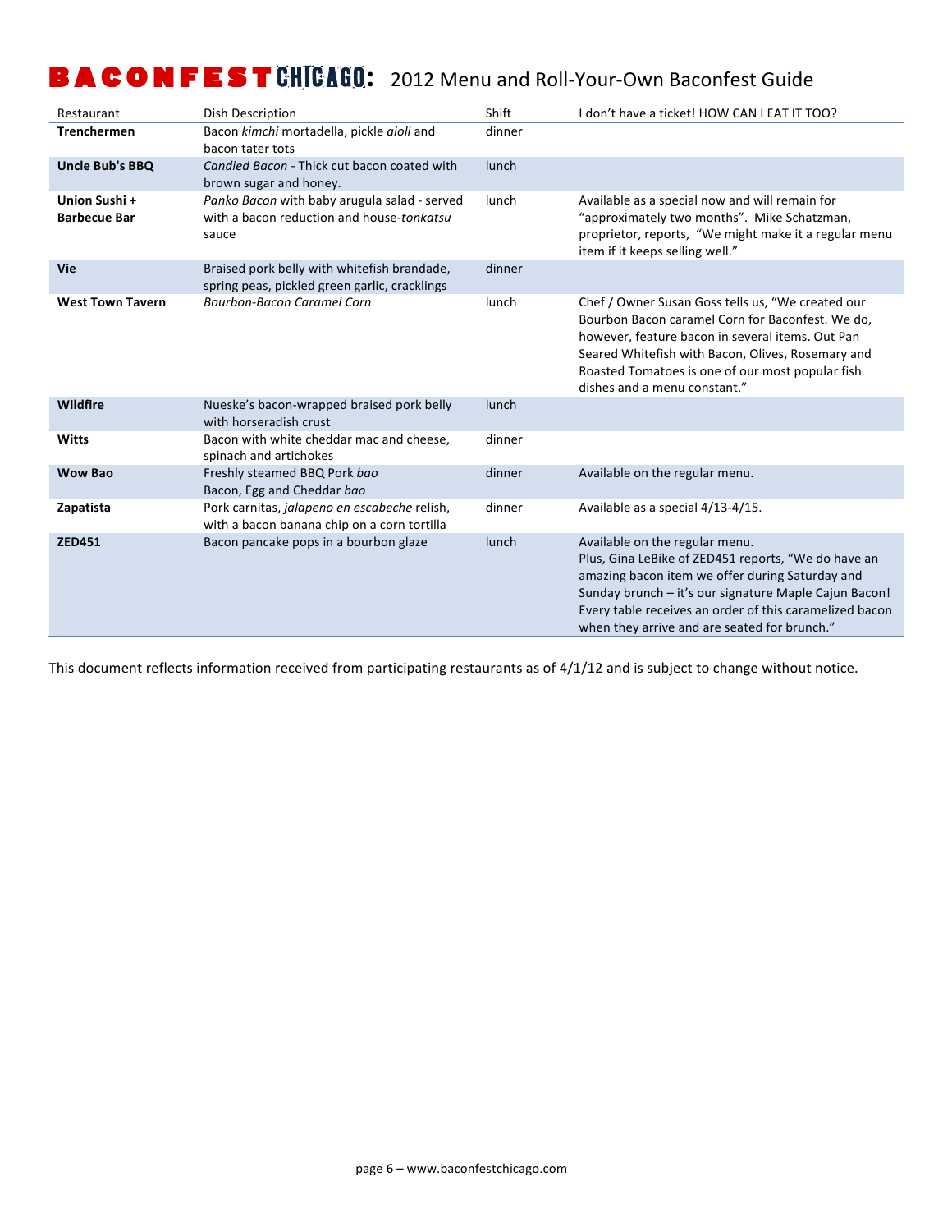# BACONFEST CHICAGO: 2012 Menu and Roll-Your-Own Baconfest Guide

| Restaurant | Dish Description | Shift | I don't have a ticket! HOW CAN I EAT IT TOO? |
|---|---|---|---|
| **Trenchermen** | Bacon *kimchi* mortadella, pickle *aioli* and bacon tater tots | dinner | |
| **Uncle Bub's BBQ** | *Candied Bacon* - Thick cut bacon coated with brown sugar and honey. | lunch | |
| **Union Sushi + Barbecue Bar** | *Panko Bacon* with baby arugula salad - served with a bacon reduction and house-*tonkatsu* sauce | lunch | Available as a special now and will remain for "approximately two months". Mike Schatzman, proprietor, reports, "We might make it a regular menu item if it keeps selling well." |
| **Vie** | Braised pork belly with whitefish brandade, spring peas, pickled green garlic, cracklings | dinner | |
| **West Town Tavern** | *Bourbon-Bacon Caramel Corn* | lunch | Chef / Owner Susan Goss tells us, "We created our Bourbon Bacon caramel Corn for Baconfest. We do, however, feature bacon in several items. Out Pan Seared Whitefish with Bacon, Olives, Rosemary and Roasted Tomatoes is one of our most popular fish dishes and a menu constant." |
| **Wildfire** | Nueske's bacon-wrapped braised pork belly with horseradish crust | lunch | |
| **Witts** | Bacon with white cheddar mac and cheese, spinach and artichokes | dinner | |
| **Wow Bao** | Freshly steamed BBQ Pork *bao*<br>Bacon, Egg and Cheddar *bao* | dinner | Available on the regular menu. |
| **Zapatista** | Pork carnitas, *jalapeno en escabeche* relish, with a bacon banana chip on a corn tortilla | dinner | Available as a special 4/13-4/15. |
| **ZED451** | Bacon pancake pops in a bourbon glaze | lunch | Available on the regular menu.<br>Plus, Gina LeBike of ZED451 reports, "We do have an amazing bacon item we offer during Saturday and Sunday brunch – it's our signature Maple Cajun Bacon! Every table receives an order of this caramelized bacon when they arrive and are seated for brunch." |

This document reflects information received from participating restaurants as of 4/1/12 and is subject to change without notice.